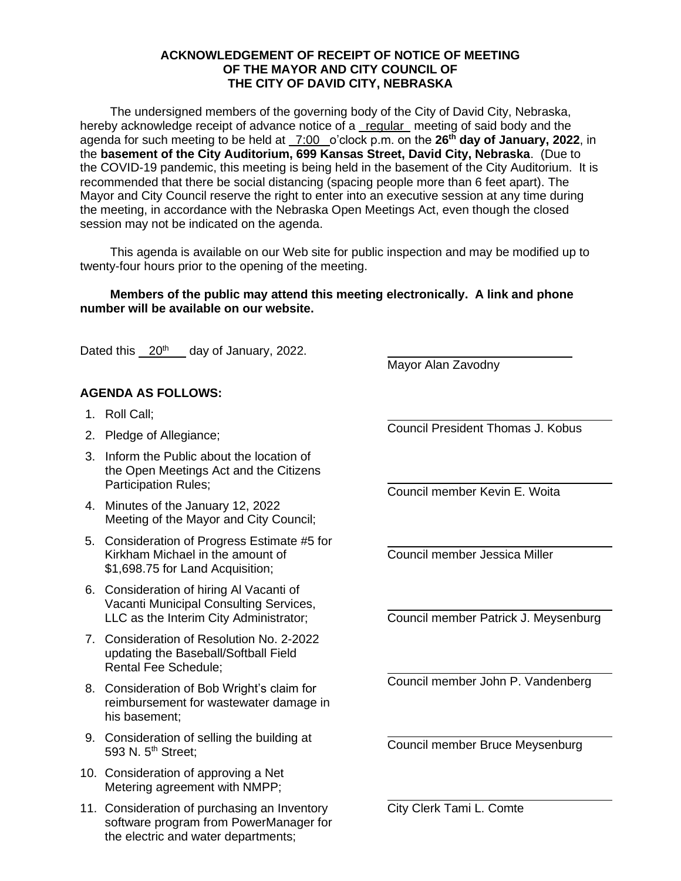**ACKNOWLEDGEMENT OF RECEIPT OF NOTICE OF MEETING OF THE MAYOR AND CITY COUNCIL OF THE CITY OF DAVID CITY, NEBRASKA**

The undersigned members of the governing body of the City of David City, Nebraska, hereby acknowledge receipt of advance notice of a regular meeting of said body and the agenda for such meeting to be held at 7:00 o'clock p.m. on the **26th day of January, 2022**, in the **basement of the City Auditorium, 699 Kansas Street, David City, Nebraska**. (Due to the COVID-19 pandemic, this meeting is being held in the basement of the City Auditorium. It is recommended that there be social distancing (spacing people more than 6 feet apart). The Mayor and City Council reserve the right to enter into an executive session at any time during the meeting, in accordance with the Nebraska Open Meetings Act, even though the closed session may not be indicated on the agenda.

This agenda is available on our Web site for public inspection and may be modified up to twenty-four hours prior to the opening of the meeting.

**Members of the public may attend this meeting electronically. A link and phone number will be available on our website.**

Dated this 20th day of January, 2022.

**AGENDA AS FOLLOWS:**

1. Roll Call;
2. Pledge of Allegiance;
3. Inform the Public about the location of the Open Meetings Act and the Citizens Participation Rules;
4. Minutes of the January 12, 2022 Meeting of the Mayor and City Council;
5. Consideration of Progress Estimate #5 for Kirkham Michael in the amount of $1,698.75 for Land Acquisition;
6. Consideration of hiring Al Vacanti of Vacanti Municipal Consulting Services, LLC as the Interim City Administrator;
7. Consideration of Resolution No. 2-2022 updating the Baseball/Softball Field Rental Fee Schedule;
8. Consideration of Bob Wright's claim for reimbursement for wastewater damage in his basement;
9. Consideration of selling the building at 593 N. 5th Street;
10. Consideration of approving a Net Metering agreement with NMPP;
11. Consideration of purchasing an Inventory software program from PowerManager for the electric and water departments;

\_\_\_\_\_\_\_\_\_\_\_\_\_\_\_\_\_\_\_\_\_\_\_\_\_\_\_\_
Mayor Alan Zavodny

\_\_\_\_\_\_\_\_\_\_\_\_\_\_\_\_\_\_\_\_\_\_\_\_\_\_\_\_
Council President Thomas J. Kobus

\_\_\_\_\_\_\_\_\_\_\_\_\_\_\_\_\_\_\_\_\_\_\_\_\_\_\_\_
Council member Kevin E. Woita

\_\_\_\_\_\_\_\_\_\_\_\_\_\_\_\_\_\_\_\_\_\_\_\_\_\_\_\_
Council member Jessica Miller

\_\_\_\_\_\_\_\_\_\_\_\_\_\_\_\_\_\_\_\_\_\_\_\_\_\_\_\_
Council member Patrick J. Meysenburg

\_\_\_\_\_\_\_\_\_\_\_\_\_\_\_\_\_\_\_\_\_\_\_\_\_\_\_\_
Council member John P. Vandenberg

\_\_\_\_\_\_\_\_\_\_\_\_\_\_\_\_\_\_\_\_\_\_\_\_\_\_\_\_
Council member Bruce Meysenburg

\_\_\_\_\_\_\_\_\_\_\_\_\_\_\_\_\_\_\_\_\_\_\_\_\_\_\_\_
City Clerk Tami L. Comte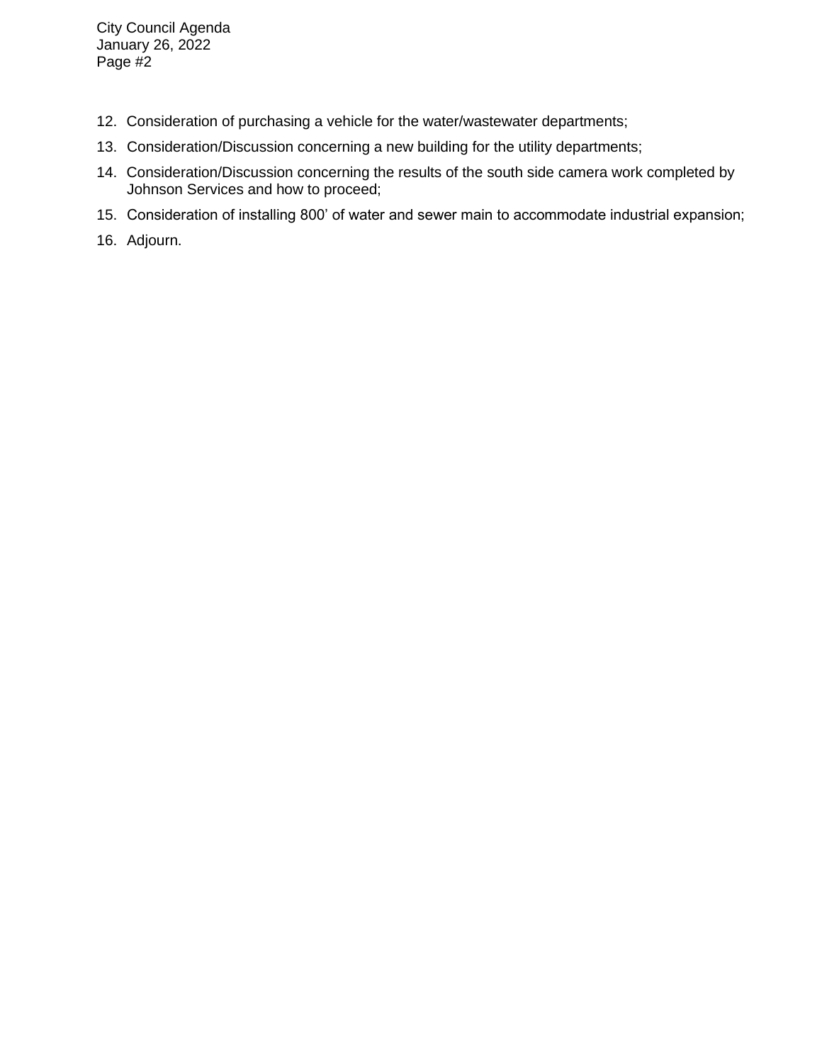12. Consideration of purchasing a vehicle for the water/wastewater departments;
13. Consideration/Discussion concerning a new building for the utility departments;
14. Consideration/Discussion concerning the results of the south side camera work completed by Johnson Services and how to proceed;
15. Consideration of installing 800' of water and sewer main to accommodate industrial expansion;
16. Adjourn.